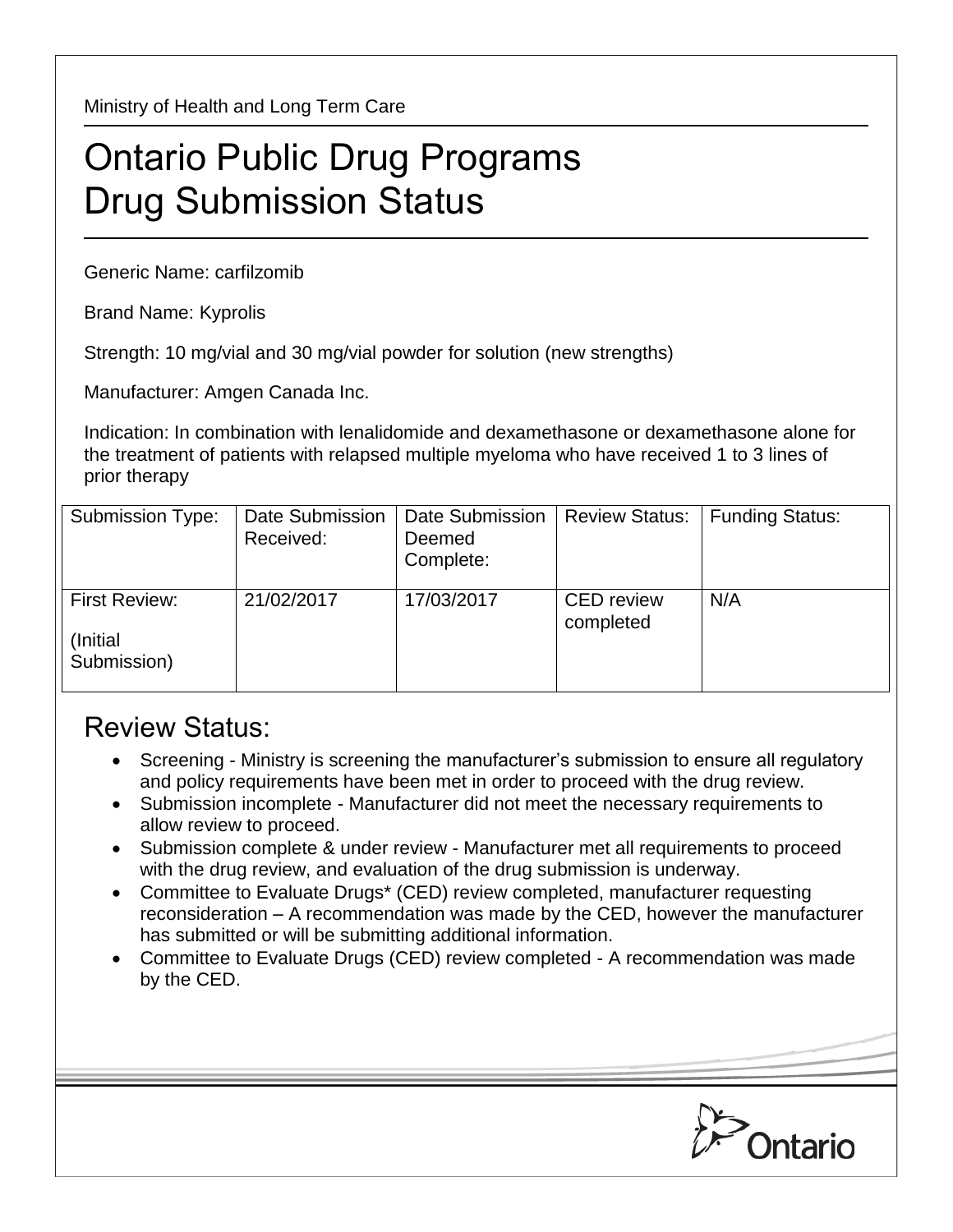Ministry of Health and Long Term Care

# Ontario Public Drug Programs
# Drug Submission Status

Generic Name: carfilzomib

Brand Name: Kyprolis

Strength: 10 mg/vial and 30 mg/vial powder for solution (new strengths)

Manufacturer: Amgen Canada Inc.

Indication: In combination with lenalidomide and dexamethasone or dexamethasone alone for the treatment of patients with relapsed multiple myeloma who have received 1 to 3 lines of prior therapy

| Submission Type: | Date Submission Received: | Date Submission Deemed Complete: | Review Status: | Funding Status: |
|---|---|---|---|---|
| First Review: (Initial Submission) | 21/02/2017 | 17/03/2017 | CED review completed | N/A |

## Review Status:

- Screening - Ministry is screening the manufacturer's submission to ensure all regulatory and policy requirements have been met in order to proceed with the drug review.
- Submission incomplete - Manufacturer did not meet the necessary requirements to allow review to proceed.
- Submission complete & under review - Manufacturer met all requirements to proceed with the drug review, and evaluation of the drug submission is underway.
- Committee to Evaluate Drugs* (CED) review completed, manufacturer requesting reconsideration – A recommendation was made by the CED, however the manufacturer has submitted or will be submitting additional information.
- Committee to Evaluate Drugs (CED) review completed - A recommendation was made by the CED.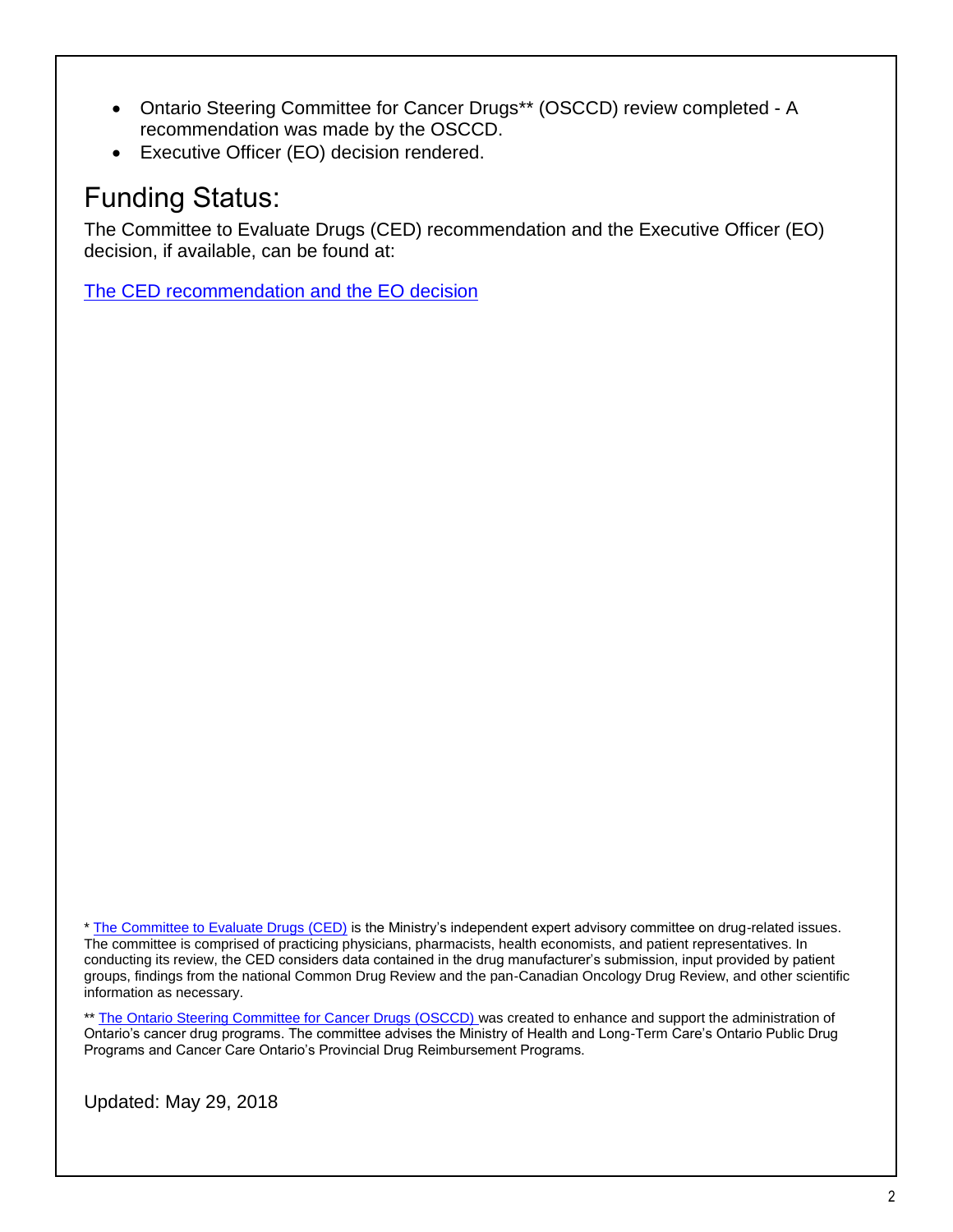- Ontario Steering Committee for Cancer Drugs** (OSCCD) review completed - A recommendation was made by the OSCCD.
- Executive Officer (EO) decision rendered.

## Funding Status:

The Committee to Evaluate Drugs (CED) recommendation and the Executive Officer (EO) decision, if available, can be found at:

The CED recommendation and the EO decision

* The Committee to Evaluate Drugs (CED) is the Ministry's independent expert advisory committee on drug-related issues. The committee is comprised of practicing physicians, pharmacists, health economists, and patient representatives. In conducting its review, the CED considers data contained in the drug manufacturer's submission, input provided by patient groups, findings from the national Common Drug Review and the pan-Canadian Oncology Drug Review, and other scientific information as necessary.

** The Ontario Steering Committee for Cancer Drugs (OSCCD) was created to enhance and support the administration of Ontario's cancer drug programs. The committee advises the Ministry of Health and Long-Term Care's Ontario Public Drug Programs and Cancer Care Ontario's Provincial Drug Reimbursement Programs.

Updated: May 29, 2018